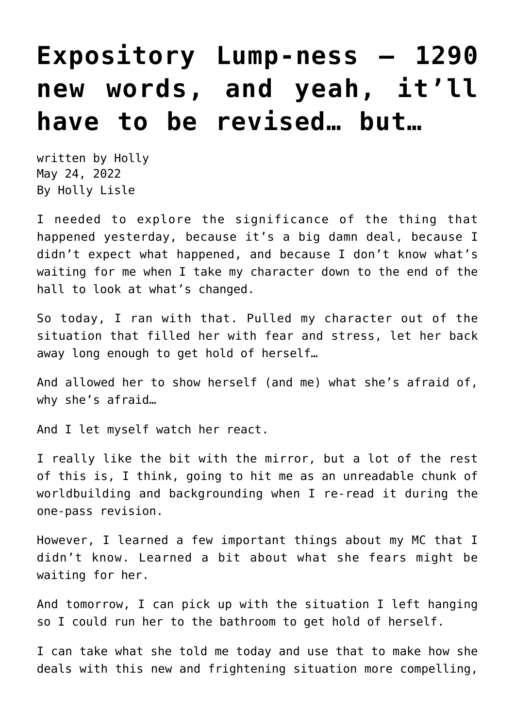# Expository Lump-ness — 1290 new words, and yeah, it'll have to be revised… but…

written by Holly
May 24, 2022
By Holly Lisle

I needed to explore the significance of the thing that happened yesterday, because it's a big damn deal, because I didn't expect what happened, and because I don't know what's waiting for me when I take my character down to the end of the hall to look at what's changed.

So today, I ran with that. Pulled my character out of the situation that filled her with fear and stress, let her back away long enough to get hold of herself…

And allowed her to show herself (and me) what she's afraid of, why she's afraid…

And I let myself watch her react.

I really like the bit with the mirror, but a lot of the rest of this is, I think, going to hit me as an unreadable chunk of worldbuilding and backgrounding when I re-read it during the one-pass revision.

However, I learned a few important things about my MC that I didn't know. Learned a bit about what she fears might be waiting for her.

And tomorrow, I can pick up with the situation I left hanging so I could run her to the bathroom to get hold of herself.

I can take what she told me today and use that to make how she deals with this new and frightening situation more compelling,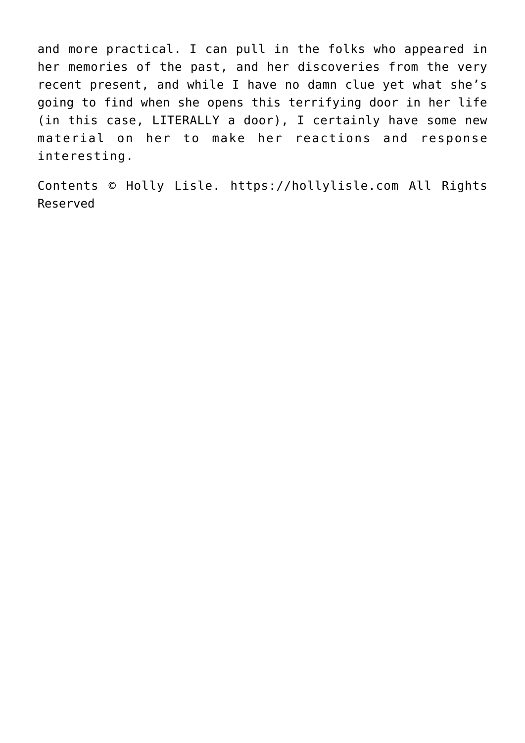and more practical. I can pull in the folks who appeared in her memories of the past, and her discoveries from the very recent present, and while I have no damn clue yet what she's going to find when she opens this terrifying door in her life (in this case, LITERALLY a door), I certainly have some new material on her to make her reactions and response interesting.

Contents © Holly Lisle. https://hollylisle.com All Rights Reserved